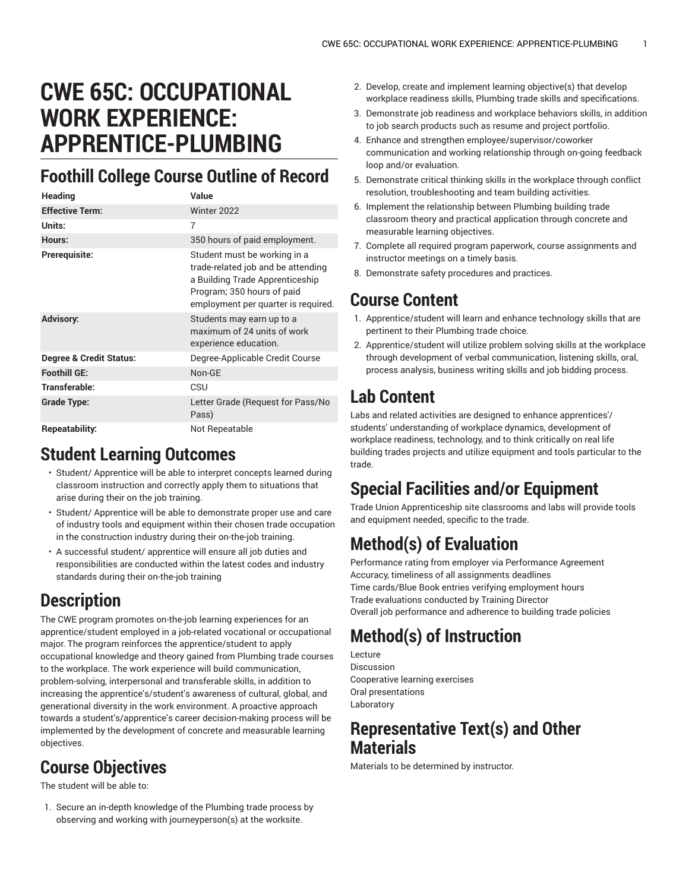# CWE 65C: OCCUPATIONAL WORK EXPERIENCE: APPRENTICE-PLUMBING

## Foothill College Course Outline of Record

| Heading | Value |
| --- | --- |
| **Effective Term:** | Winter 2022 |
| **Units:** | 7 |
| **Hours:** | 350 hours of paid employment. |
| **Prerequisite:** | Student must be working in a trade-related job and be attending a Building Trade Apprenticeship Program; 350 hours of paid employment per quarter is required. |
| **Advisory:** | Students may earn up to a maximum of 24 units of work experience education. |
| **Degree & Credit Status:** | Degree-Applicable Credit Course |
| **Foothill GE:** | Non-GE |
| **Transferable:** | CSU |
| **Grade Type:** | Letter Grade (Request for Pass/No Pass) |
| **Repeatability:** | Not Repeatable |

## Student Learning Outcomes

- Student/ Apprentice will be able to interpret concepts learned during classroom instruction and correctly apply them to situations that arise during their on the job training.
- Student/ Apprentice will be able to demonstrate proper use and care of industry tools and equipment within their chosen trade occupation in the construction industry during their on-the-job training.
- A successful student/ apprentice will ensure all job duties and responsibilities are conducted within the latest codes and industry standards during their on-the-job training

## Description

The CWE program promotes on-the-job learning experiences for an apprentice/student employed in a job-related vocational or occupational major. The program reinforces the apprentice/student to apply occupational knowledge and theory gained from Plumbing trade courses to the workplace. The work experience will build communication, problem-solving, interpersonal and transferable skills, in addition to increasing the apprentice's/student's awareness of cultural, global, and generational diversity in the work environment. A proactive approach towards a student's/apprentice's career decision-making process will be implemented by the development of concrete and measurable learning objectives.

## Course Objectives

The student will be able to:

1. Secure an in-depth knowledge of the Plumbing trade process by observing and working with journeyperson(s) at the worksite.
2. Develop, create and implement learning objective(s) that develop workplace readiness skills, Plumbing trade skills and specifications.
3. Demonstrate job readiness and workplace behaviors skills, in addition to job search products such as resume and project portfolio.
4. Enhance and strengthen employee/supervisor/coworker communication and working relationship through on-going feedback loop and/or evaluation.
5. Demonstrate critical thinking skills in the workplace through conflict resolution, troubleshooting and team building activities.
6. Implement the relationship between Plumbing building trade classroom theory and practical application through concrete and measurable learning objectives.
7. Complete all required program paperwork, course assignments and instructor meetings on a timely basis.
8. Demonstrate safety procedures and practices.

## Course Content

1. Apprentice/student will learn and enhance technology skills that are pertinent to their Plumbing trade choice.
2. Apprentice/student will utilize problem solving skills at the workplace through development of verbal communication, listening skills, oral, process analysis, business writing skills and job bidding process.

## Lab Content

Labs and related activities are designed to enhance apprentices'/ students' understanding of workplace dynamics, development of workplace readiness, technology, and to think critically on real life building trades projects and utilize equipment and tools particular to the trade.

## Special Facilities and/or Equipment

Trade Union Apprenticeship site classrooms and labs will provide tools and equipment needed, specific to the trade.

## Method(s) of Evaluation

Performance rating from employer via Performance Agreement
Accuracy, timeliness of all assignments deadlines
Time cards/Blue Book entries verifying employment hours
Trade evaluations conducted by Training Director
Overall job performance and adherence to building trade policies

## Method(s) of Instruction

Lecture
Discussion
Cooperative learning exercises
Oral presentations
Laboratory

## Representative Text(s) and Other Materials

Materials to be determined by instructor.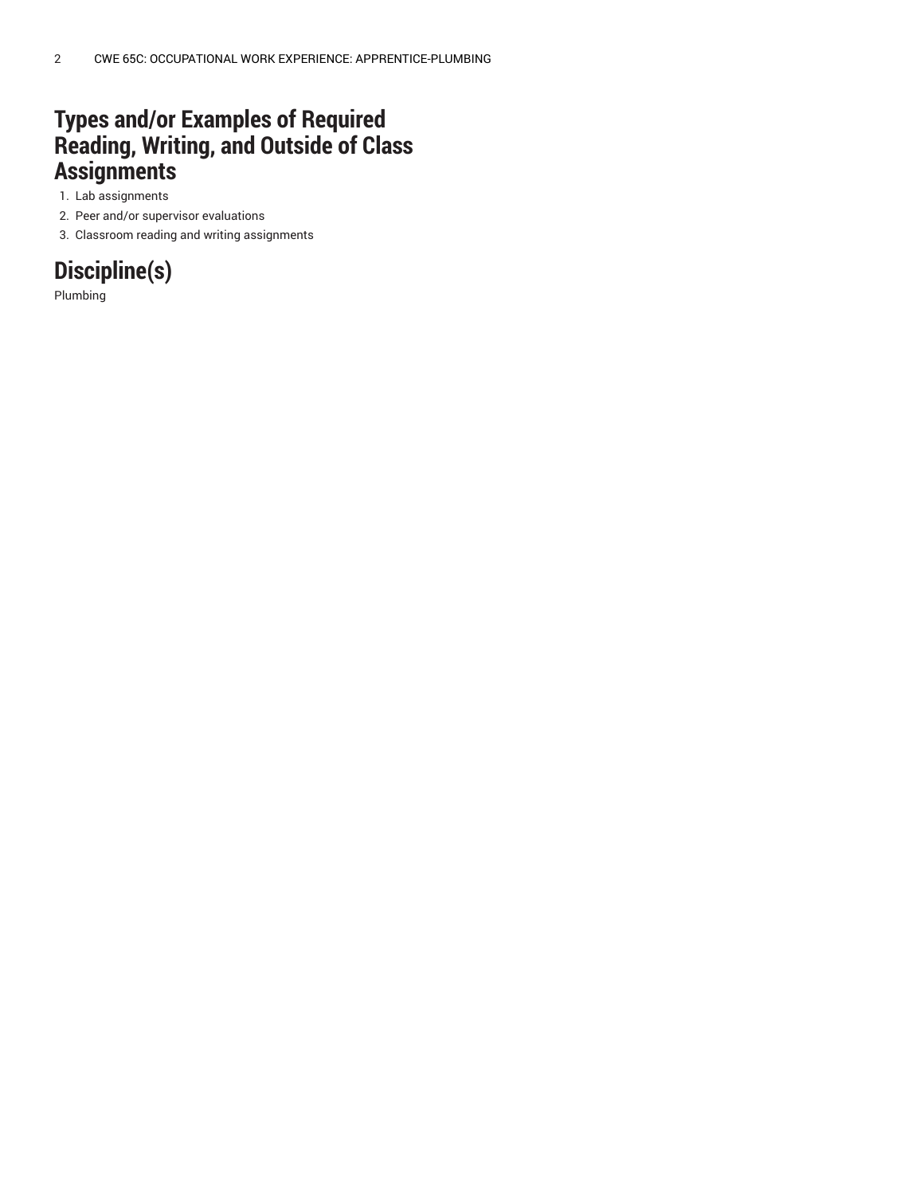## Types and/or Examples of Required Reading, Writing, and Outside of Class Assignments

1. Lab assignments
2. Peer and/or supervisor evaluations
3. Classroom reading and writing assignments

## Discipline(s)

Plumbing